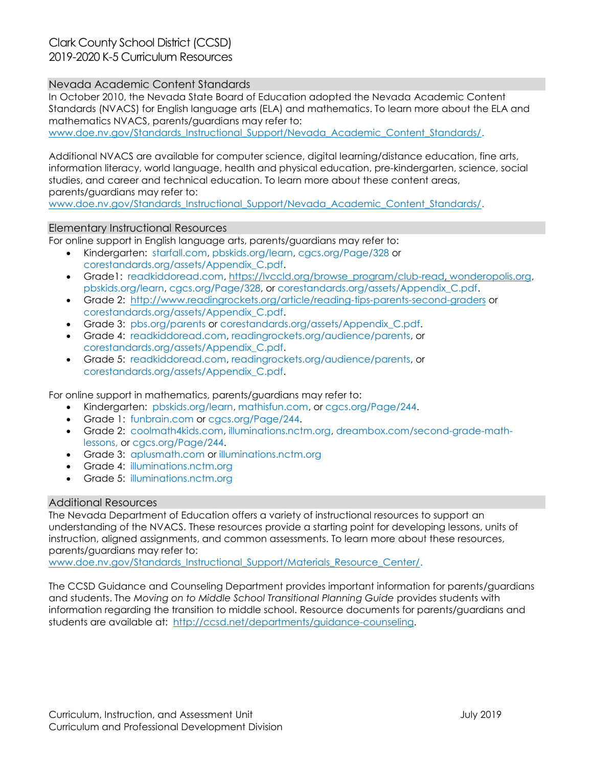# Clark County School District (CCSD)
# 2019-2020 K-5 Curriculum Resources

## Nevada Academic Content Standards

In October 2010, the Nevada State Board of Education adopted the Nevada Academic Content Standards (NVACS) for English language arts (ELA) and mathematics. To learn more about the ELA and mathematics NVACS, parents/guardians may refer to: www.doe.nv.gov/Standards_Instructional_Support/Nevada_Academic_Content_Standards/.

Additional NVACS are available for computer science, digital learning/distance education, fine arts, information literacy, world language, health and physical education, pre-kindergarten, science, social studies, and career and technical education. To learn more about these content areas, parents/guardians may refer to: www.doe.nv.gov/Standards_Instructional_Support/Nevada_Academic_Content_Standards/.

## Elementary Instructional Resources

For online support in English language arts, parents/guardians may refer to:

- Kindergarten: starfall.com, pbskids.org/learn, cgcs.org/Page/328 or corestandards.org/assets/Appendix_C.pdf.
- Grade1: readkiddoread.com, https://lvccld.org/browse_program/club-read, wonderopolis.org, pbskids.org/learn, cgcs.org/Page/328, or corestandards.org/assets/Appendix_C.pdf.
- Grade 2: http://www.readingrockets.org/article/reading-tips-parents-second-graders or corestandards.org/assets/Appendix_C.pdf.
- Grade 3: pbs.org/parents or corestandards.org/assets/Appendix_C.pdf.
- Grade 4: readkiddoread.com, readingrockets.org/audience/parents, or corestandards.org/assets/Appendix_C.pdf.
- Grade 5: readkiddoread.com, readingrockets.org/audience/parents, or corestandards.org/assets/Appendix_C.pdf.

For online support in mathematics, parents/guardians may refer to:

- Kindergarten: pbskids.org/learn, mathisfun.com, or cgcs.org/Page/244.
- Grade 1: funbrain.com or cgcs.org/Page/244.
- Grade 2: coolmath4kids.com, illuminations.nctm.org, dreambox.com/second-grade-math-lessons, or cgcs.org/Page/244.
- Grade 3: aplusmath.com or illuminations.nctm.org
- Grade 4: illuminations.nctm.org
- Grade 5: illuminations.nctm.org

## Additional Resources

The Nevada Department of Education offers a variety of instructional resources to support an understanding of the NVACS. These resources provide a starting point for developing lessons, units of instruction, aligned assignments, and common assessments. To learn more about these resources, parents/guardians may refer to: www.doe.nv.gov/Standards_Instructional_Support/Materials_Resource_Center/.

The CCSD Guidance and Counseling Department provides important information for parents/guardians and students. The *Moving on to Middle School Transitional Planning Guide* provides students with information regarding the transition to middle school. Resource documents for parents/guardians and students are available at: http://ccsd.net/departments/guidance-counseling.

Curriculum, Instruction, and Assessment Unit
Curriculum and Professional Development Division

July 2019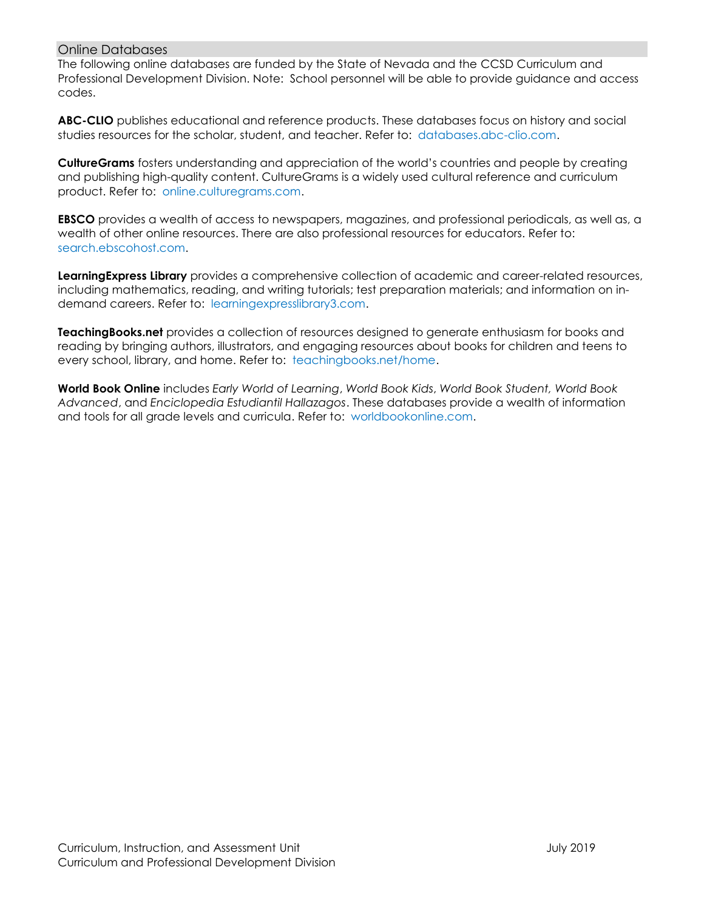## Online Databases

The following online databases are funded by the State of Nevada and the CCSD Curriculum and Professional Development Division. Note: School personnel will be able to provide guidance and access codes.

**ABC-CLIO** publishes educational and reference products. These databases focus on history and social studies resources for the scholar, student, and teacher. Refer to: databases.abc-clio.com.

**CultureGrams** fosters understanding and appreciation of the world's countries and people by creating and publishing high-quality content. CultureGrams is a widely used cultural reference and curriculum product. Refer to: online.culturegrams.com.

**EBSCO** provides a wealth of access to newspapers, magazines, and professional periodicals, as well as, a wealth of other online resources. There are also professional resources for educators. Refer to: search.ebscohost.com.

**LearningExpress Library** provides a comprehensive collection of academic and career-related resources, including mathematics, reading, and writing tutorials; test preparation materials; and information on in-demand careers. Refer to: learningexpresslibrary3.com.

**TeachingBooks.net** provides a collection of resources designed to generate enthusiasm for books and reading by bringing authors, illustrators, and engaging resources about books for children and teens to every school, library, and home. Refer to: teachingbooks.net/home.

**World Book Online** includes *Early World of Learning*, *World Book Kids*, *World Book Student*, *World Book Advanced*, and *Enciclopedia Estudiantil Hallazagos*. These databases provide a wealth of information and tools for all grade levels and curricula. Refer to: worldbookonline.com.